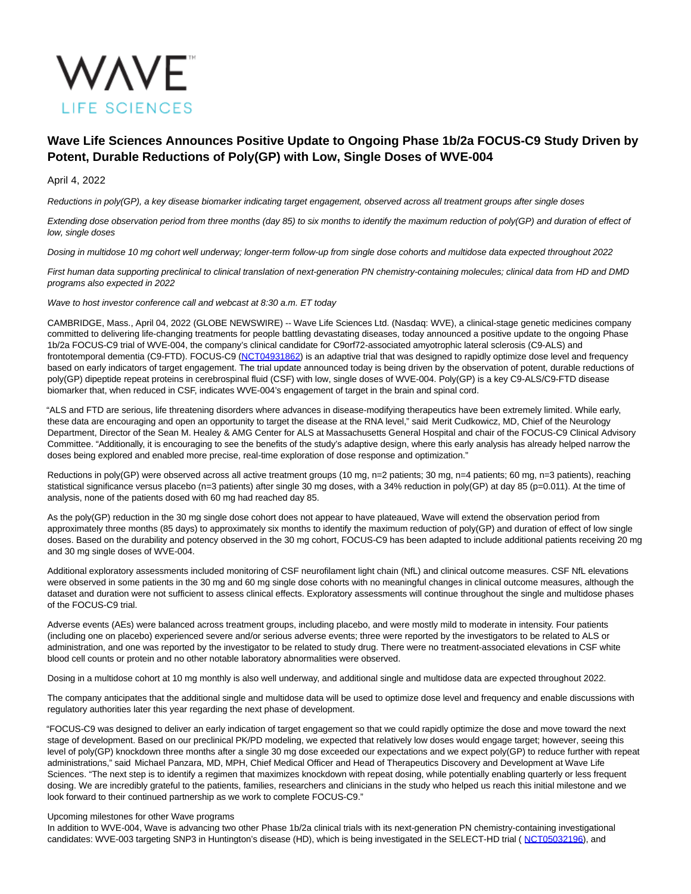# Wave Life Sciences Announces Positive Update to Ongoing Phase 1b/2a FOCUS-C9 Study Driven by Potent, Durable Reductions of Poly(GP) with Low, Single Doses of WVE-004

April 4, 2022

*Reductions in poly(GP), a key disease biomarker indicating target engagement, observed across all treatment groups after single doses*

*Extending dose observation period from three months (day 85) to six months to identify the maximum reduction of poly(GP) and duration of effect of low, single doses*

*Dosing in multidose 10 mg cohort well underway; longer-term follow-up from single dose cohorts and multidose data expected throughout 2022*

*First human data supporting preclinical to clinical translation of next-generation PN chemistry-containing molecules; clinical data from HD and DMD programs also expected in 2022*

*Wave to host investor conference call and webcast at 8:30 a.m. ET today*

CAMBRIDGE, Mass., April 04, 2022 (GLOBE NEWSWIRE) -- Wave Life Sciences Ltd. (Nasdaq: WVE), a clinical-stage genetic medicines company committed to delivering life-changing treatments for people battling devastating diseases, today announced a positive update to the ongoing Phase 1b/2a FOCUS-C9 trial of WVE-004, the company's clinical candidate for C9orf72-associated amyotrophic lateral sclerosis (C9-ALS) and frontotemporal dementia (C9-FTD). FOCUS-C9 (NCT04931862) is an adaptive trial that was designed to rapidly optimize dose level and frequency based on early indicators of target engagement. The trial update announced today is being driven by the observation of potent, durable reductions of poly(GP) dipeptide repeat proteins in cerebrospinal fluid (CSF) with low, single doses of WVE-004. Poly(GP) is a key C9-ALS/C9-FTD disease biomarker that, when reduced in CSF, indicates WVE-004's engagement of target in the brain and spinal cord.

"ALS and FTD are serious, life threatening disorders where advances in disease-modifying therapeutics have been extremely limited. While early, these data are encouraging and open an opportunity to target the disease at the RNA level," said Merit Cudkowicz, MD, Chief of the Neurology Department, Director of the Sean M. Healey & AMG Center for ALS at Massachusetts General Hospital and chair of the FOCUS-C9 Clinical Advisory Committee. "Additionally, it is encouraging to see the benefits of the study's adaptive design, where this early analysis has already helped narrow the doses being explored and enabled more precise, real-time exploration of dose response and optimization."

Reductions in poly(GP) were observed across all active treatment groups (10 mg, n=2 patients; 30 mg, n=4 patients; 60 mg, n=3 patients), reaching statistical significance versus placebo (n=3 patients) after single 30 mg doses, with a 34% reduction in poly(GP) at day 85 (p=0.011). At the time of analysis, none of the patients dosed with 60 mg had reached day 85.

As the poly(GP) reduction in the 30 mg single dose cohort does not appear to have plateaued, Wave will extend the observation period from approximately three months (85 days) to approximately six months to identify the maximum reduction of poly(GP) and duration of effect of low single doses. Based on the durability and potency observed in the 30 mg cohort, FOCUS-C9 has been adapted to include additional patients receiving 20 mg and 30 mg single doses of WVE-004.

Additional exploratory assessments included monitoring of CSF neurofilament light chain (NfL) and clinical outcome measures. CSF NfL elevations were observed in some patients in the 30 mg and 60 mg single dose cohorts with no meaningful changes in clinical outcome measures, although the dataset and duration were not sufficient to assess clinical effects. Exploratory assessments will continue throughout the single and multidose phases of the FOCUS-C9 trial.

Adverse events (AEs) were balanced across treatment groups, including placebo, and were mostly mild to moderate in intensity. Four patients (including one on placebo) experienced severe and/or serious adverse events; three were reported by the investigators to be related to ALS or administration, and one was reported by the investigator to be related to study drug. There were no treatment-associated elevations in CSF white blood cell counts or protein and no other notable laboratory abnormalities were observed.

Dosing in a multidose cohort at 10 mg monthly is also well underway, and additional single and multidose data are expected throughout 2022.

The company anticipates that the additional single and multidose data will be used to optimize dose level and frequency and enable discussions with regulatory authorities later this year regarding the next phase of development.

"FOCUS-C9 was designed to deliver an early indication of target engagement so that we could rapidly optimize the dose and move toward the next stage of development. Based on our preclinical PK/PD modeling, we expected that relatively low doses would engage target; however, seeing this level of poly(GP) knockdown three months after a single 30 mg dose exceeded our expectations and we expect poly(GP) to reduce further with repeat administrations," said Michael Panzara, MD, MPH, Chief Medical Officer and Head of Therapeutics Discovery and Development at Wave Life Sciences. "The next step is to identify a regimen that maximizes knockdown with repeat dosing, while potentially enabling quarterly or less frequent dosing. We are incredibly grateful to the patients, families, researchers and clinicians in the study who helped us reach this initial milestone and we look forward to their continued partnership as we work to complete FOCUS-C9."

Upcoming milestones for other Wave programs

In addition to WVE-004, Wave is advancing two other Phase 1b/2a clinical trials with its next-generation PN chemistry-containing investigational candidates: WVE-003 targeting SNP3 in Huntington's disease (HD), which is being investigated in the SELECT-HD trial ( NCT05032196), and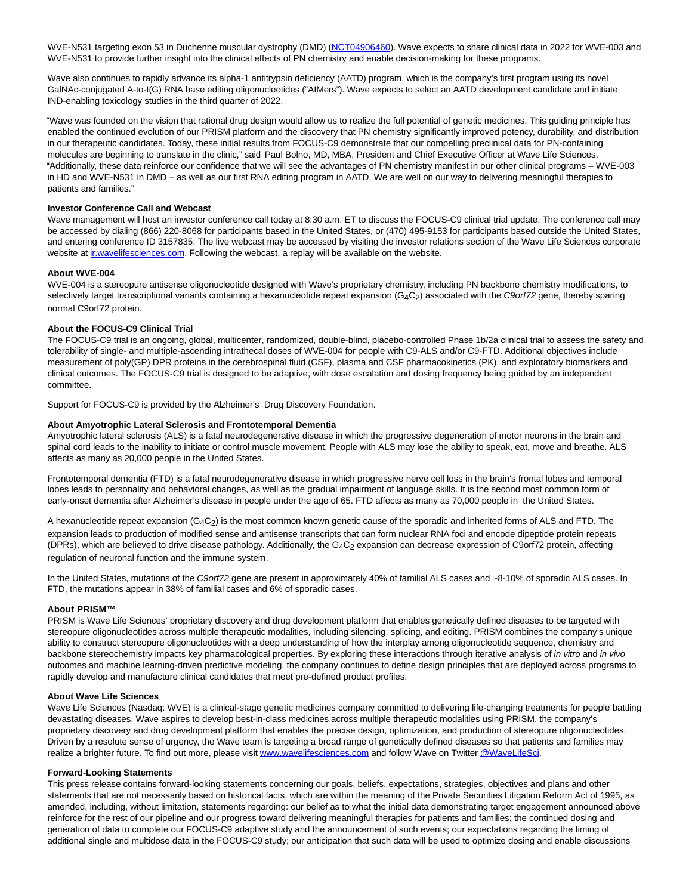WVE-N531 targeting exon 53 in Duchenne muscular dystrophy (DMD) (NCT04906460). Wave expects to share clinical data in 2022 for WVE-003 and WVE-N531 to provide further insight into the clinical effects of PN chemistry and enable decision-making for these programs.

Wave also continues to rapidly advance its alpha-1 antitrypsin deficiency (AATD) program, which is the company's first program using its novel GalNAc-conjugated A-to-I(G) RNA base editing oligonucleotides ("AIMers"). Wave expects to select an AATD development candidate and initiate IND-enabling toxicology studies in the third quarter of 2022.

"Wave was founded on the vision that rational drug design would allow us to realize the full potential of genetic medicines. This guiding principle has enabled the continued evolution of our PRISM platform and the discovery that PN chemistry significantly improved potency, durability, and distribution in our therapeutic candidates. Today, these initial results from FOCUS-C9 demonstrate that our compelling preclinical data for PN-containing molecules are beginning to translate in the clinic," said Paul Bolno, MD, MBA, President and Chief Executive Officer at Wave Life Sciences. "Additionally, these data reinforce our confidence that we will see the advantages of PN chemistry manifest in our other clinical programs – WVE-003 in HD and WVE-N531 in DMD – as well as our first RNA editing program in AATD. We are well on our way to delivering meaningful therapies to patients and families."

**Investor Conference Call and Webcast**

Wave management will host an investor conference call today at 8:30 a.m. ET to discuss the FOCUS-C9 clinical trial update. The conference call may be accessed by dialing (866) 220-8068 for participants based in the United States, or (470) 495-9153 for participants based outside the United States, and entering conference ID 3157835. The live webcast may be accessed by visiting the investor relations section of the Wave Life Sciences corporate website at ir.wavelifesciences.com. Following the webcast, a replay will be available on the website.

**About WVE-004**

WVE-004 is a stereopure antisense oligonucleotide designed with Wave's proprietary chemistry, including PN backbone chemistry modifications, to selectively target transcriptional variants containing a hexanucleotide repeat expansion ($G_4C_2$) associated with the *C9orf72* gene, thereby sparing normal C9orf72 protein.

**About the FOCUS-C9 Clinical Trial**

The FOCUS-C9 trial is an ongoing, global, multicenter, randomized, double-blind, placebo-controlled Phase 1b/2a clinical trial to assess the safety and tolerability of single- and multiple-ascending intrathecal doses of WVE-004 for people with C9-ALS and/or C9-FTD. Additional objectives include measurement of poly(GP) DPR proteins in the cerebrospinal fluid (CSF), plasma and CSF pharmacokinetics (PK), and exploratory biomarkers and clinical outcomes. The FOCUS-C9 trial is designed to be adaptive, with dose escalation and dosing frequency being guided by an independent committee.

Support for FOCUS-C9 is provided by the Alzheimer's Drug Discovery Foundation.

**About Amyotrophic Lateral Sclerosis and Frontotemporal Dementia**

Amyotrophic lateral sclerosis (ALS) is a fatal neurodegenerative disease in which the progressive degeneration of motor neurons in the brain and spinal cord leads to the inability to initiate or control muscle movement. People with ALS may lose the ability to speak, eat, move and breathe. ALS affects as many as 20,000 people in the United States.

Frontotemporal dementia (FTD) is a fatal neurodegenerative disease in which progressive nerve cell loss in the brain's frontal lobes and temporal lobes leads to personality and behavioral changes, as well as the gradual impairment of language skills. It is the second most common form of early-onset dementia after Alzheimer's disease in people under the age of 65. FTD affects as many as 70,000 people in the United States.

A hexanucleotide repeat expansion ($G_4C_2$) is the most common known genetic cause of the sporadic and inherited forms of ALS and FTD. The expansion leads to production of modified sense and antisense transcripts that can form nuclear RNA foci and encode dipeptide protein repeats (DPRs), which are believed to drive disease pathology. Additionally, the $G_4C_2$ expansion can decrease expression of C9orf72 protein, affecting regulation of neuronal function and the immune system.

In the United States, mutations of the *C9orf72* gene are present in approximately 40% of familial ALS cases and ~8-10% of sporadic ALS cases. In FTD, the mutations appear in 38% of familial cases and 6% of sporadic cases.

**About PRISM™**

PRISM is Wave Life Sciences' proprietary discovery and drug development platform that enables genetically defined diseases to be targeted with stereopure oligonucleotides across multiple therapeutic modalities, including silencing, splicing, and editing. PRISM combines the company's unique ability to construct stereopure oligonucleotides with a deep understanding of how the interplay among oligonucleotide sequence, chemistry and backbone stereochemistry impacts key pharmacological properties. By exploring these interactions through iterative analysis of *in vitro* and *in vivo* outcomes and machine learning-driven predictive modeling, the company continues to define design principles that are deployed across programs to rapidly develop and manufacture clinical candidates that meet pre-defined product profiles.

**About Wave Life Sciences**

Wave Life Sciences (Nasdaq: WVE) is a clinical-stage genetic medicines company committed to delivering life-changing treatments for people battling devastating diseases. Wave aspires to develop best-in-class medicines across multiple therapeutic modalities using PRISM, the company's proprietary discovery and drug development platform that enables the precise design, optimization, and production of stereopure oligonucleotides. Driven by a resolute sense of urgency, the Wave team is targeting a broad range of genetically defined diseases so that patients and families may realize a brighter future. To find out more, please visit www.wavelifesciences.com and follow Wave on Twitter @WaveLifeSci.

**Forward-Looking Statements**

This press release contains forward-looking statements concerning our goals, beliefs, expectations, strategies, objectives and plans and other statements that are not necessarily based on historical facts, which are within the meaning of the Private Securities Litigation Reform Act of 1995, as amended, including, without limitation, statements regarding: our belief as to what the initial data demonstrating target engagement announced above reinforce for the rest of our pipeline and our progress toward delivering meaningful therapies for patients and families; the continued dosing and generation of data to complete our FOCUS-C9 adaptive study and the announcement of such events; our expectations regarding the timing of additional single and multidose data in the FOCUS-C9 study; our anticipation that such data will be used to optimize dosing and enable discussions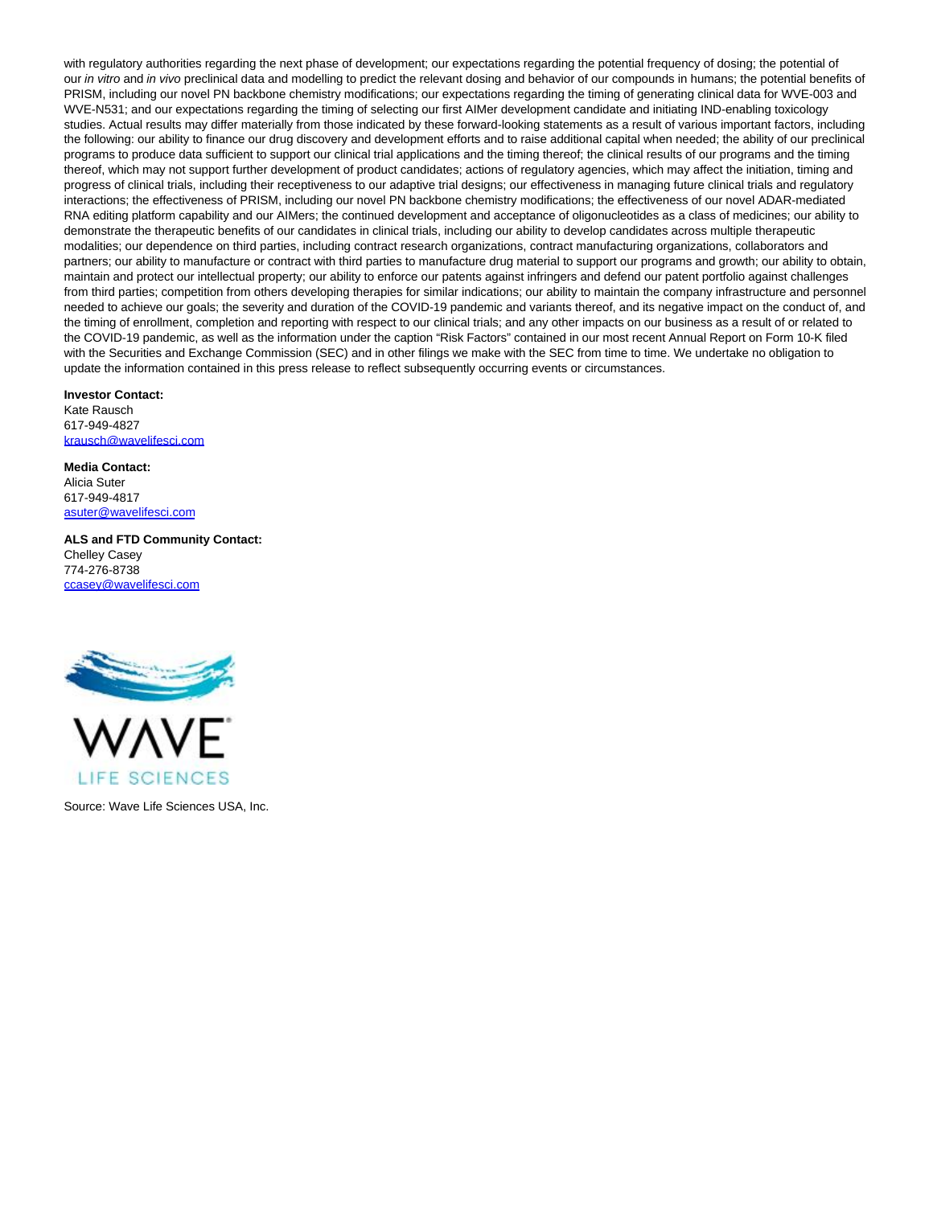with regulatory authorities regarding the next phase of development; our expectations regarding the potential frequency of dosing; the potential of our *in vitro* and *in vivo* preclinical data and modelling to predict the relevant dosing and behavior of our compounds in humans; the potential benefits of PRISM, including our novel PN backbone chemistry modifications; our expectations regarding the timing of generating clinical data for WVE-003 and WVE-N531; and our expectations regarding the timing of selecting our first AIMer development candidate and initiating IND-enabling toxicology studies. Actual results may differ materially from those indicated by these forward-looking statements as a result of various important factors, including the following: our ability to finance our drug discovery and development efforts and to raise additional capital when needed; the ability of our preclinical programs to produce data sufficient to support our clinical trial applications and the timing thereof; the clinical results of our programs and the timing thereof, which may not support further development of product candidates; actions of regulatory agencies, which may affect the initiation, timing and progress of clinical trials, including their receptiveness to our adaptive trial designs; our effectiveness in managing future clinical trials and regulatory interactions; the effectiveness of PRISM, including our novel PN backbone chemistry modifications; the effectiveness of our novel ADAR-mediated RNA editing platform capability and our AIMers; the continued development and acceptance of oligonucleotides as a class of medicines; our ability to demonstrate the therapeutic benefits of our candidates in clinical trials, including our ability to develop candidates across multiple therapeutic modalities; our dependence on third parties, including contract research organizations, contract manufacturing organizations, collaborators and partners; our ability to manufacture or contract with third parties to manufacture drug material to support our programs and growth; our ability to obtain, maintain and protect our intellectual property; our ability to enforce our patents against infringers and defend our patent portfolio against challenges from third parties; competition from others developing therapies for similar indications; our ability to maintain the company infrastructure and personnel needed to achieve our goals; the severity and duration of the COVID-19 pandemic and variants thereof, and its negative impact on the conduct of, and the timing of enrollment, completion and reporting with respect to our clinical trials; and any other impacts on our business as a result of or related to the COVID-19 pandemic, as well as the information under the caption "Risk Factors" contained in our most recent Annual Report on Form 10-K filed with the Securities and Exchange Commission (SEC) and in other filings we make with the SEC from time to time. We undertake no obligation to update the information contained in this press release to reflect subsequently occurring events or circumstances.

**Investor Contact:**
Kate Rausch
617-949-4827
krausch@wavelifesci.com

**Media Contact:**
Alicia Suter
617-949-4817
asuter@wavelifesci.com

**ALS and FTD Community Contact:**
Chelley Casey
774-276-8738
ccasey@wavelifesci.com

WAVE LIFE SCIENCES

Source: Wave Life Sciences USA, Inc.